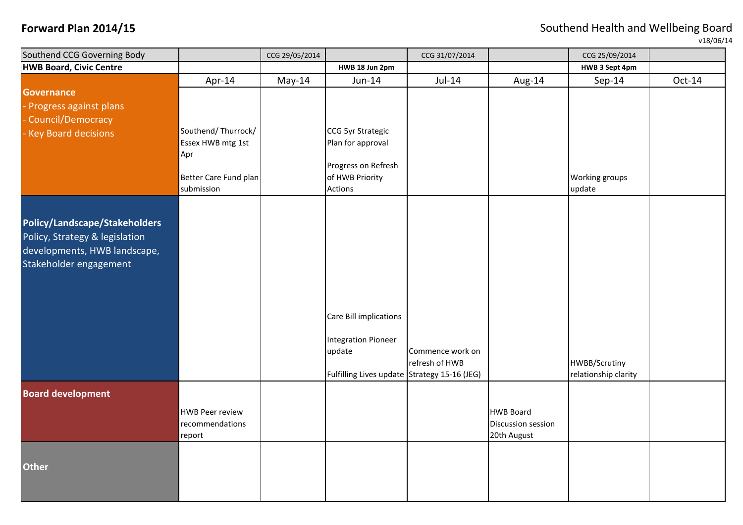# Forward Plan 2014/15

Southend Health and Wellbeing Board

v18/06/14

| Southend CCG Governing Body | | CCG 29/05/2014 | | CCG 31/07/2014 | | CCG 25/09/2014 | |
|---|---|---|---|---|---|---|---|
| **HWB Board, Civic Centre** | | | **HWB 18 Jun 2pm** | | | **HWB 3 Sept 4pm** | |
| | Apr-14 | May-14 | Jun-14 | Jul-14 | Aug-14 | Sep-14 | Oct-14 |
| **Governance**<br>- Progress against plans<br>- Council/Democracy<br>- Key Board decisions | Southend/ Thurrock/ Essex HWB mtg 1st Apr<br><br>Better Care Fund plan submission | | CCG 5yr Strategic Plan for approval<br><br>Progress on Refresh of HWB Priority Actions | | | Working groups update | |
| **Policy/Landscape/Stakeholders**<br>Policy, Strategy & legislation developments, HWB landscape, Stakeholder engagement | | | Care Bill implications<br><br>Integration Pioneer update<br><br>Fulfilling Lives update | Commence work on refresh of HWB Strategy 15-16 (JEG) | | HWBB/Scrutiny relationship clarity | |
| **Board development** | HWB Peer review recommendations report | | | | HWB Board Discussion session 20th August | | |
| **Other** | | | | | | | |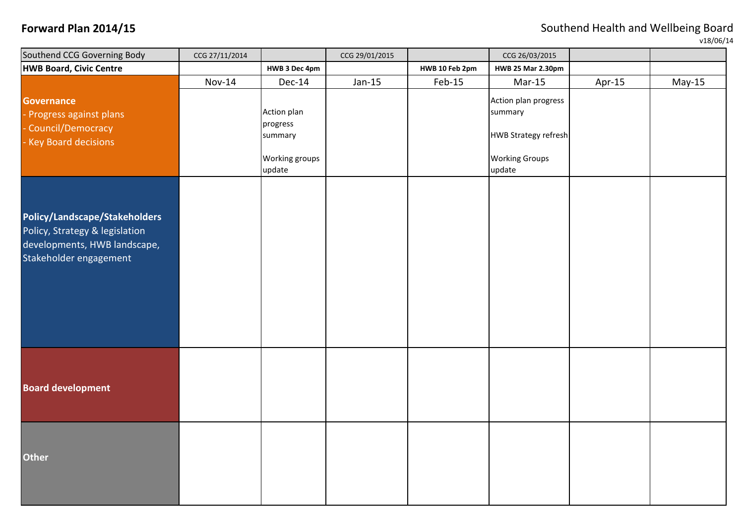**Forward Plan 2014/15**

Southend Health and Wellbeing Board

v18/06/14

| Southend CCG Governing Body | CCG 27/11/2014 | | CCG 29/01/2015 | | CCG 26/03/2015 | | |
|---|---|---|---|---|---|---|---|
| **HWB Board, Civic Centre** | | **HWB 3 Dec 4pm** | | **HWB 10 Feb 2pm** | **HWB 25 Mar 2.30pm** | | |
| | Nov-14 | Dec-14 | Jan-15 | Feb-15 | Mar-15 | Apr-15 | May-15 |
| **Governance**<br>- Progress against plans<br>- Council/Democracy<br>- Key Board decisions | | Action plan progress summary<br><br>Working groups update | | | Action plan progress summary<br><br>HWB Strategy refresh<br><br>Working Groups update | | |
| **Policy/Landscape/Stakeholders**<br>Policy, Strategy & legislation developments, HWB landscape, Stakeholder engagement | | | | | | | |
| **Board development** | | | | | | | |
| **Other** | | | | | | | |